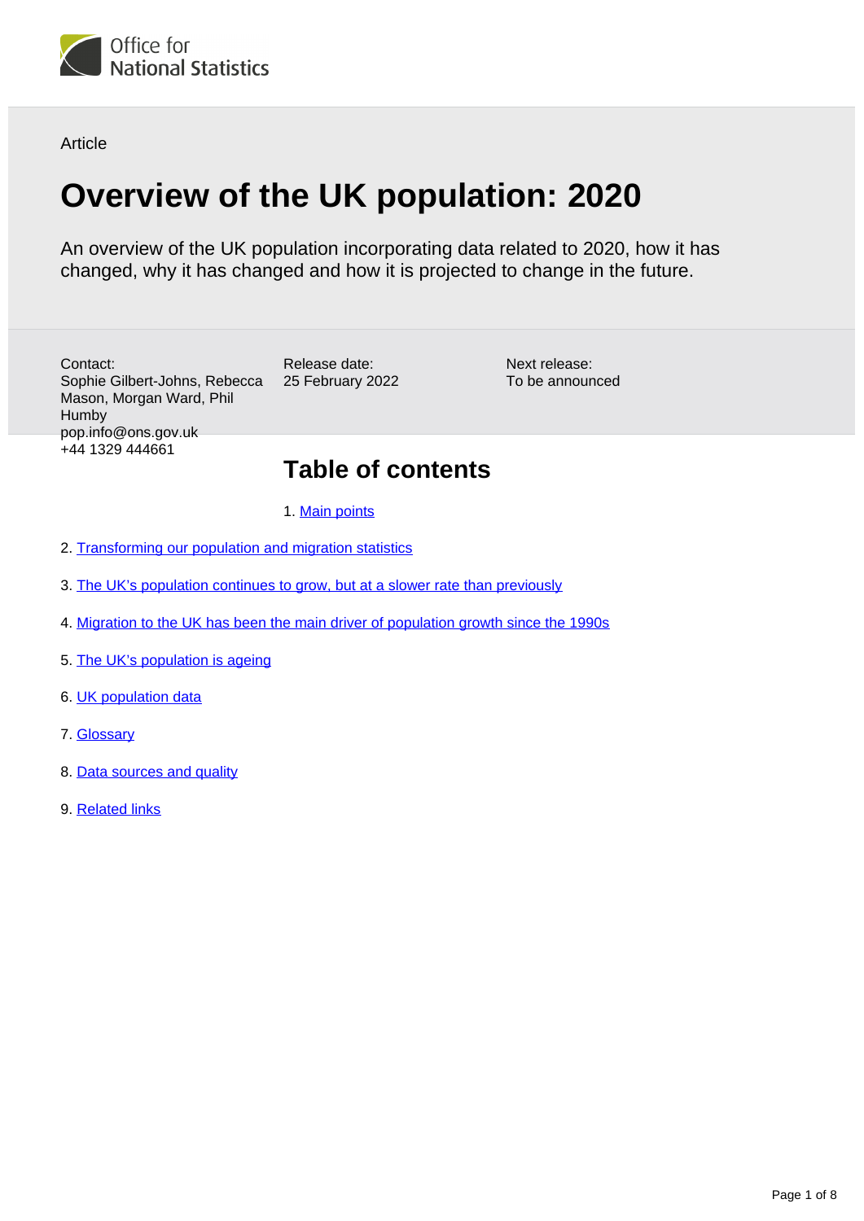Office for National Statistics

Article

# Overview of the UK population: 2020

An overview of the UK population incorporating data related to 2020, how it has changed, why it has changed and how it is projected to change in the future.

Contact:
Sophie Gilbert-Johns, Rebecca Mason, Morgan Ward, Phil Humby
pop.info@ons.gov.uk
+44 1329 444661

Release date:
25 February 2022

Next release:
To be announced

## Table of contents

1. Main points
2. Transforming our population and migration statistics
3. The UK's population continues to grow, but at a slower rate than previously
4. Migration to the UK has been the main driver of population growth since the 1990s
5. The UK's population is ageing
6. UK population data
7. Glossary
8. Data sources and quality
9. Related links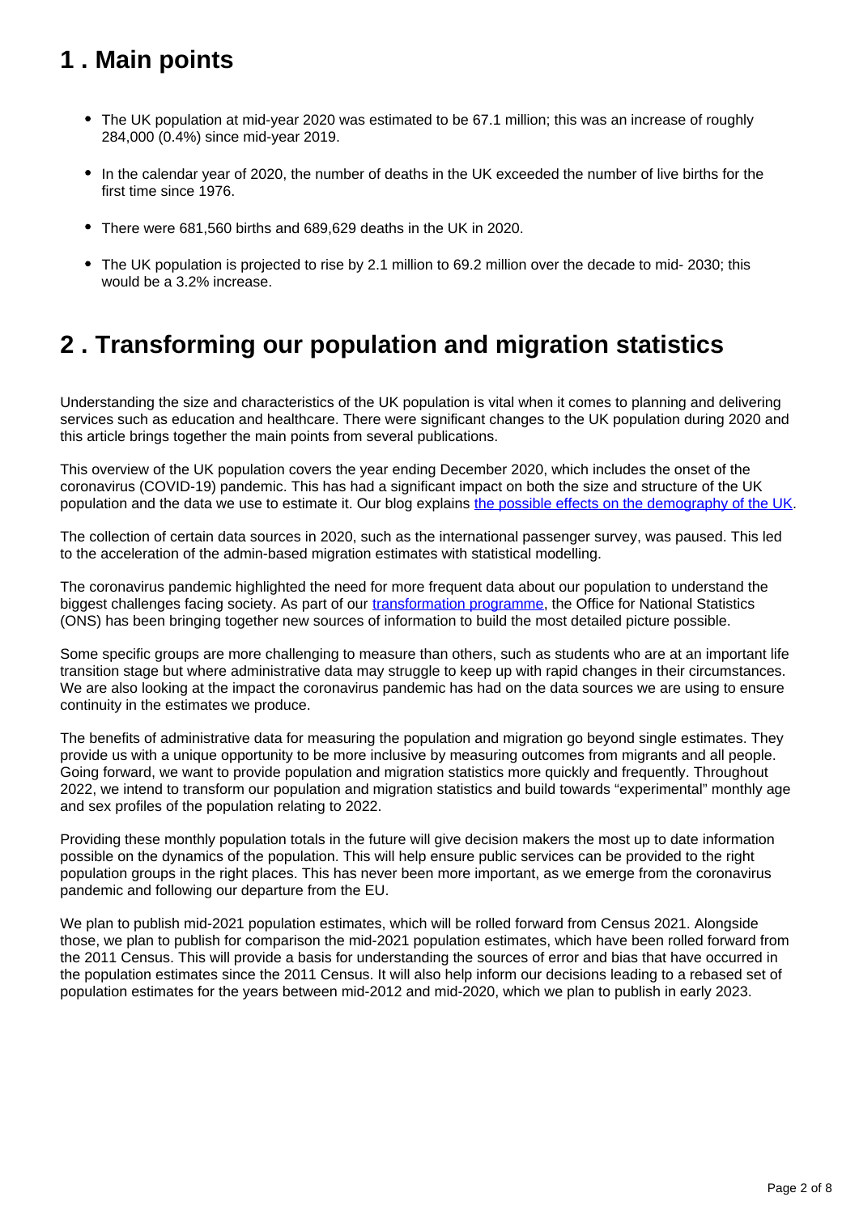## 1 . Main points

- The UK population at mid-year 2020 was estimated to be 67.1 million; this was an increase of roughly 284,000 (0.4%) since mid-year 2019.
- In the calendar year of 2020, the number of deaths in the UK exceeded the number of live births for the first time since 1976.
- There were 681,560 births and 689,629 deaths in the UK in 2020.
- The UK population is projected to rise by 2.1 million to 69.2 million over the decade to mid- 2030; this would be a 3.2% increase.

## 2 . Transforming our population and migration statistics

Understanding the size and characteristics of the UK population is vital when it comes to planning and delivering services such as education and healthcare. There were significant changes to the UK population during 2020 and this article brings together the main points from several publications.

This overview of the UK population covers the year ending December 2020, which includes the onset of the coronavirus (COVID-19) pandemic. This has had a significant impact on both the size and structure of the UK population and the data we use to estimate it. Our blog explains [the possible effects on the demography of the UK](the possible effects on the demography of the UK).

The collection of certain data sources in 2020, such as the international passenger survey, was paused. This led to the acceleration of the admin-based migration estimates with statistical modelling.

The coronavirus pandemic highlighted the need for more frequent data about our population to understand the biggest challenges facing society. As part of our [transformation programme](transformation programme), the Office for National Statistics (ONS) has been bringing together new sources of information to build the most detailed picture possible.

Some specific groups are more challenging to measure than others, such as students who are at an important life transition stage but where administrative data may struggle to keep up with rapid changes in their circumstances. We are also looking at the impact the coronavirus pandemic has had on the data sources we are using to ensure continuity in the estimates we produce.

The benefits of administrative data for measuring the population and migration go beyond single estimates. They provide us with a unique opportunity to be more inclusive by measuring outcomes from migrants and all people. Going forward, we want to provide population and migration statistics more quickly and frequently. Throughout 2022, we intend to transform our population and migration statistics and build towards "experimental" monthly age and sex profiles of the population relating to 2022.

Providing these monthly population totals in the future will give decision makers the most up to date information possible on the dynamics of the population. This will help ensure public services can be provided to the right population groups in the right places. This has never been more important, as we emerge from the coronavirus pandemic and following our departure from the EU.

We plan to publish mid-2021 population estimates, which will be rolled forward from Census 2021. Alongside those, we plan to publish for comparison the mid-2021 population estimates, which have been rolled forward from the 2011 Census. This will provide a basis for understanding the sources of error and bias that have occurred in the population estimates since the 2011 Census. It will also help inform our decisions leading to a rebased set of population estimates for the years between mid-2012 and mid-2020, which we plan to publish in early 2023.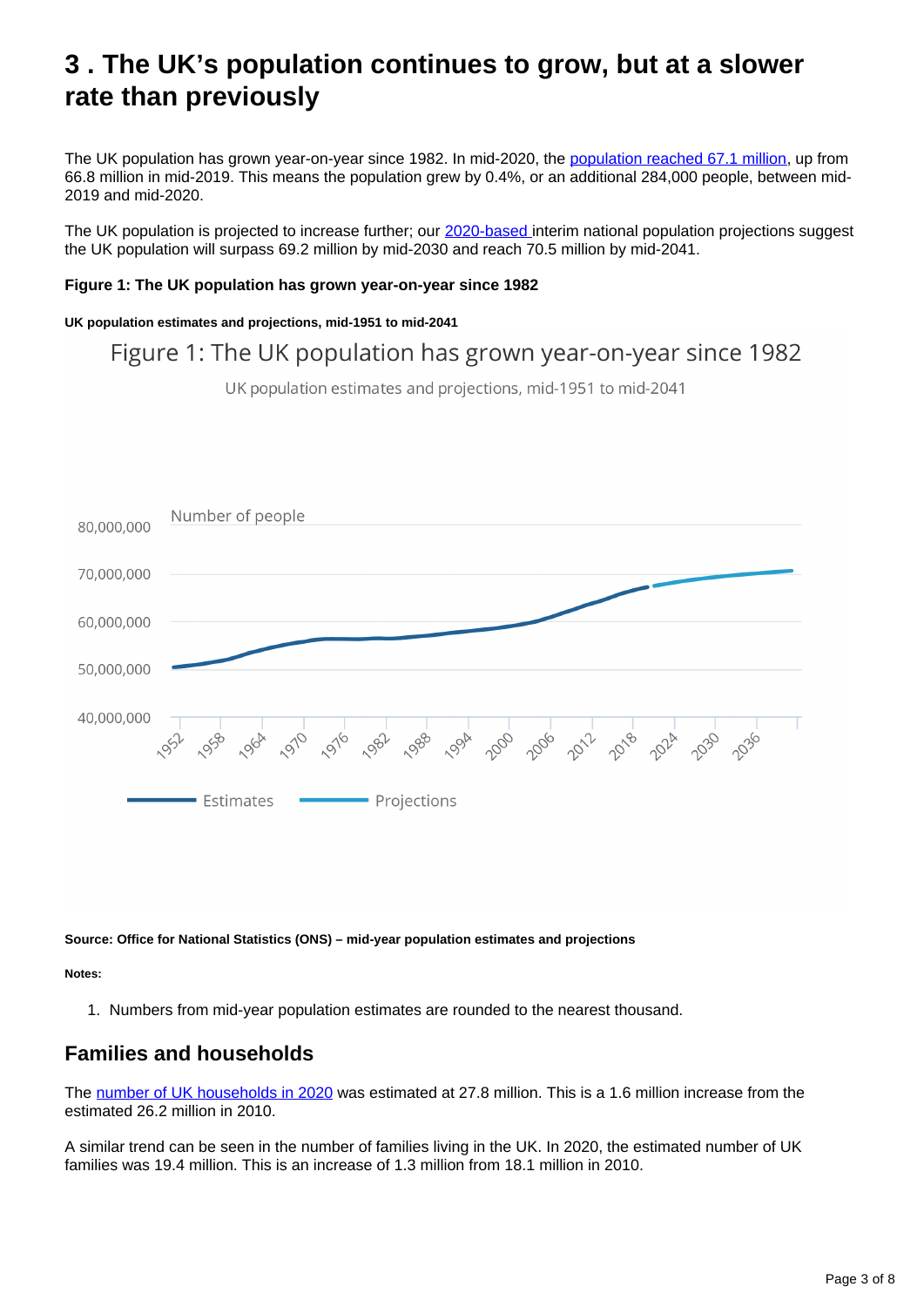## 3 . The UK's population continues to grow, but at a slower rate than previously

The UK population has grown year-on-year since 1982. In mid-2020, the population reached 67.1 million, up from 66.8 million in mid-2019. This means the population grew by 0.4%, or an additional 284,000 people, between mid-2019 and mid-2020.

The UK population is projected to increase further; our 2020-based interim national population projections suggest the UK population will surpass 69.2 million by mid-2030 and reach 70.5 million by mid-2041.

**Figure 1: The UK population has grown year-on-year since 1982**

**UK population estimates and projections, mid-1951 to mid-2041**

**Source: Office for National Statistics (ONS) – mid-year population estimates and projections**

**Notes:**

1. Numbers from mid-year population estimates are rounded to the nearest thousand.

### Families and households

The number of UK households in 2020 was estimated at 27.8 million. This is a 1.6 million increase from the estimated 26.2 million in 2010.

A similar trend can be seen in the number of families living in the UK. In 2020, the estimated number of UK families was 19.4 million. This is an increase of 1.3 million from 18.1 million in 2010.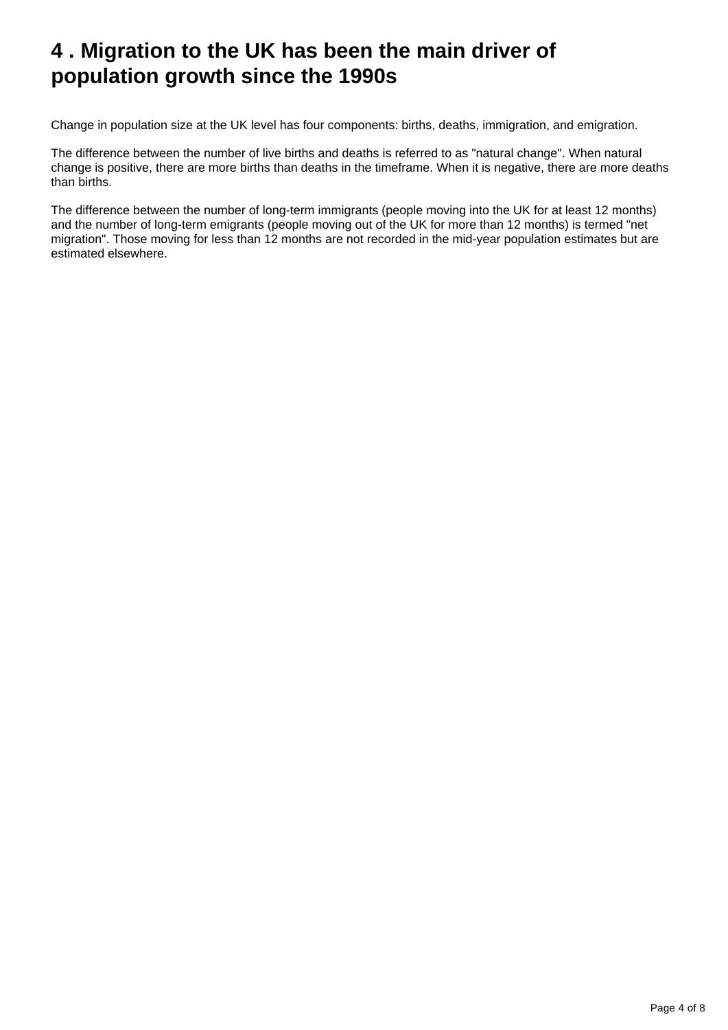# 4 . Migration to the UK has been the main driver of population growth since the 1990s

Change in population size at the UK level has four components: births, deaths, immigration, and emigration.

The difference between the number of live births and deaths is referred to as "natural change". When natural change is positive, there are more births than deaths in the timeframe. When it is negative, there are more deaths than births.

The difference between the number of long-term immigrants (people moving into the UK for at least 12 months) and the number of long-term emigrants (people moving out of the UK for more than 12 months) is termed "net migration". Those moving for less than 12 months are not recorded in the mid-year population estimates but are estimated elsewhere.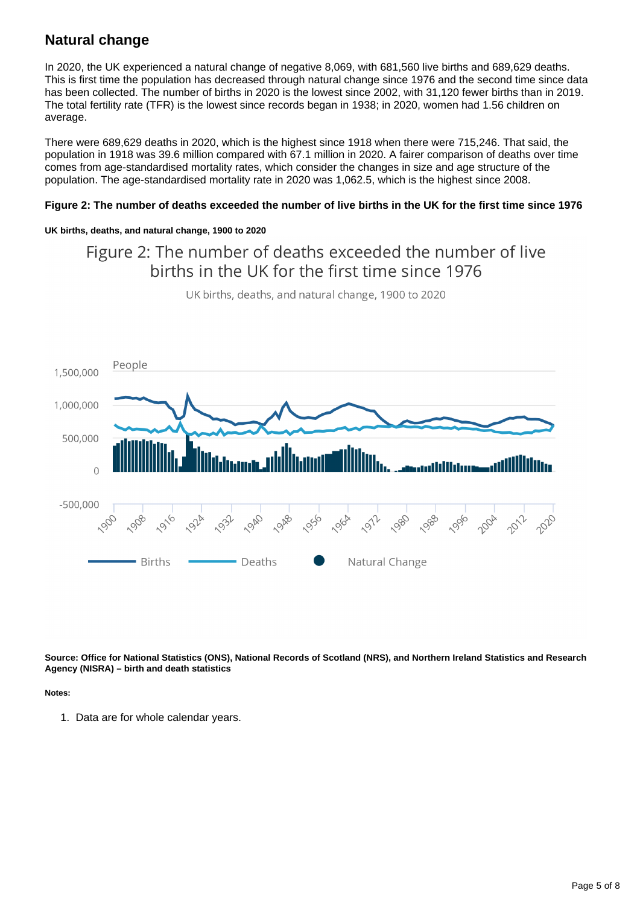## Natural change

In 2020, the UK experienced a natural change of negative 8,069, with 681,560 live births and 689,629 deaths. This is first time the population has decreased through natural change since 1976 and the second time since data has been collected. The number of births in 2020 is the lowest since 2002, with 31,120 fewer births than in 2019. The total fertility rate (TFR) is the lowest since records began in 1938; in 2020, women had 1.56 children on average.

There were 689,629 deaths in 2020, which is the highest since 1918 when there were 715,246. That said, the population in 1918 was 39.6 million compared with 67.1 million in 2020. A fairer comparison of deaths over time comes from age-standardised mortality rates, which consider the changes in size and age structure of the population. The age-standardised mortality rate in 2020 was 1,062.5, which is the highest since 2008.

**Figure 2: The number of deaths exceeded the number of live births in the UK for the first time since 1976**

**UK births, deaths, and natural change, 1900 to 2020**

Figure 2: The number of deaths exceeded the number of live births in the UK for the first time since 1976

UK births, deaths, and natural change, 1900 to 2020

**Source: Office for National Statistics (ONS), National Records of Scotland (NRS), and Northern Ireland Statistics and Research Agency (NISRA) – birth and death statistics**

**Notes:**

1. Data are for whole calendar years.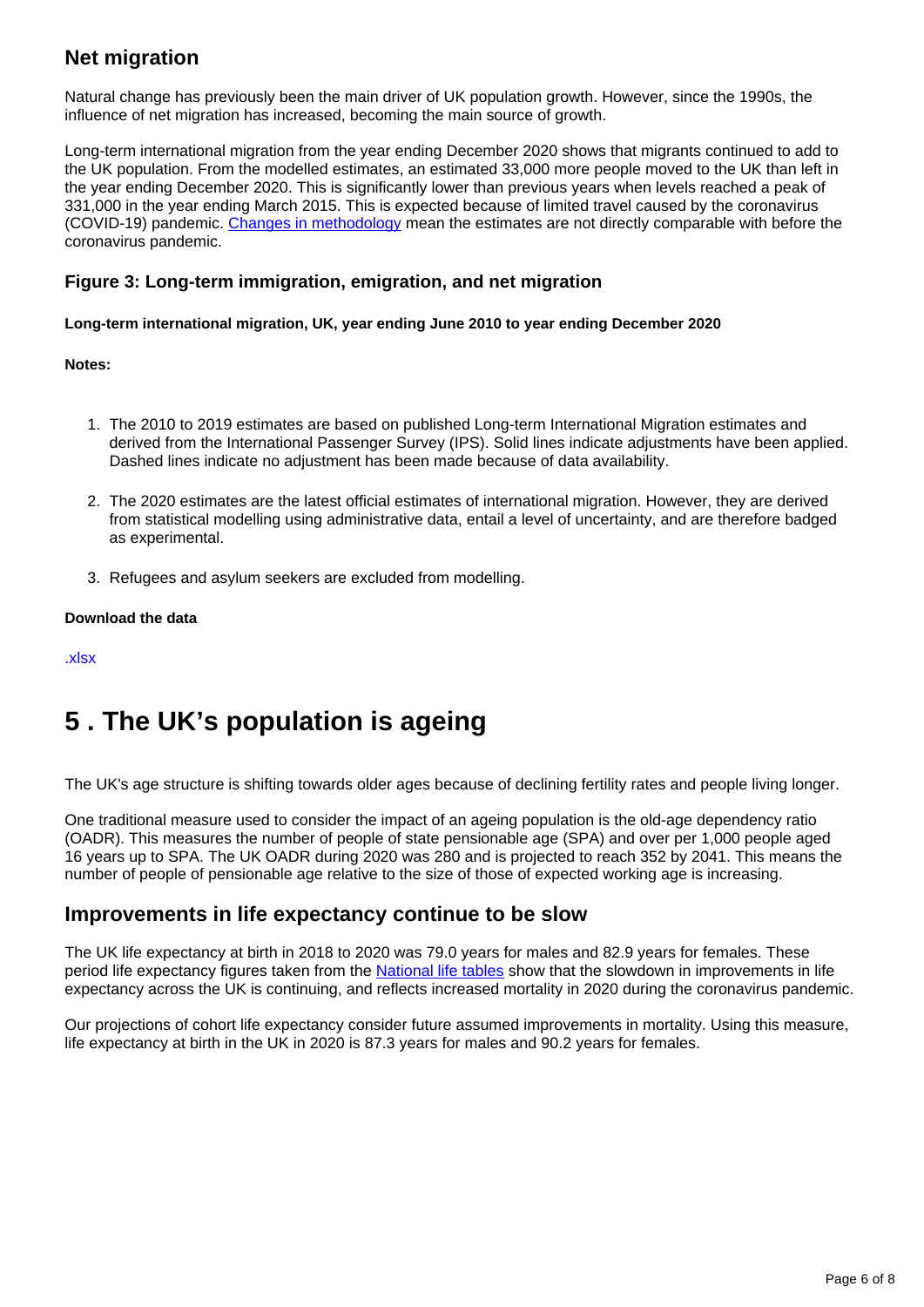### Net migration

Natural change has previously been the main driver of UK population growth. However, since the 1990s, the influence of net migration has increased, becoming the main source of growth.

Long-term international migration from the year ending December 2020 shows that migrants continued to add to the UK population. From the modelled estimates, an estimated 33,000 more people moved to the UK than left in the year ending December 2020. This is significantly lower than previous years when levels reached a peak of 331,000 in the year ending March 2015. This is expected because of limited travel caused by the coronavirus (COVID-19) pandemic. [Changes in methodology] mean the estimates are not directly comparable with before the coronavirus pandemic.

#### Figure 3: Long-term immigration, emigration, and net migration

**Long-term international migration, UK, year ending June 2010 to year ending December 2020**

**Notes:**

1. The 2010 to 2019 estimates are based on published Long-term International Migration estimates and derived from the International Passenger Survey (IPS). Solid lines indicate adjustments have been applied. Dashed lines indicate no adjustment has been made because of data availability.

2. The 2020 estimates are the latest official estimates of international migration. However, they are derived from statistical modelling using administrative data, entail a level of uncertainty, and are therefore badged as experimental.

3. Refugees and asylum seekers are excluded from modelling.

**Download the data**

.xlsx

## 5 . The UK's population is ageing

The UK's age structure is shifting towards older ages because of declining fertility rates and people living longer.

One traditional measure used to consider the impact of an ageing population is the old-age dependency ratio (OADR). This measures the number of people of state pensionable age (SPA) and over per 1,000 people aged 16 years up to SPA. The UK OADR during 2020 was 280 and is projected to reach 352 by 2041. This means the number of people of pensionable age relative to the size of those of expected working age is increasing.

### Improvements in life expectancy continue to be slow

The UK life expectancy at birth in 2018 to 2020 was 79.0 years for males and 82.9 years for females. These period life expectancy figures taken from the [National life tables] show that the slowdown in improvements in life expectancy across the UK is continuing, and reflects increased mortality in 2020 during the coronavirus pandemic.

Our projections of cohort life expectancy consider future assumed improvements in mortality. Using this measure, life expectancy at birth in the UK in 2020 is 87.3 years for males and 90.2 years for females.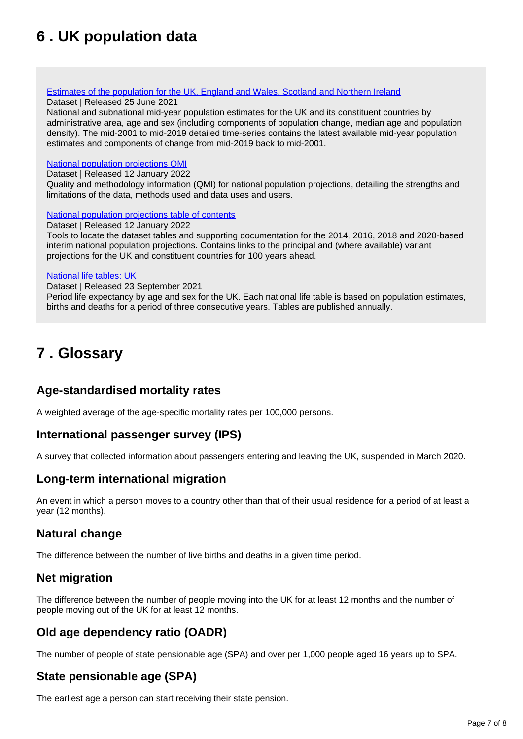## 6 . UK population data

[Estimates of the population for the UK, England and Wales, Scotland and Northern Ireland](#)
Dataset | Released 25 June 2021
National and subnational mid-year population estimates for the UK and its constituent countries by administrative area, age and sex (including components of population change, median age and population density). The mid-2001 to mid-2019 detailed time-series contains the latest available mid-year population estimates and components of change from mid-2019 back to mid-2001.

[National population projections QMI](#)
Dataset | Released 12 January 2022
Quality and methodology information (QMI) for national population projections, detailing the strengths and limitations of the data, methods used and data uses and users.

[National population projections table of contents](#)
Dataset | Released 12 January 2022
Tools to locate the dataset tables and supporting documentation for the 2014, 2016, 2018 and 2020-based interim national population projections. Contains links to the principal and (where available) variant projections for the UK and constituent countries for 100 years ahead.

[National life tables: UK](#)
Dataset | Released 23 September 2021
Period life expectancy by age and sex for the UK. Each national life table is based on population estimates, births and deaths for a period of three consecutive years. Tables are published annually.

## 7 . Glossary

### Age-standardised mortality rates

A weighted average of the age-specific mortality rates per 100,000 persons.

### International passenger survey (IPS)

A survey that collected information about passengers entering and leaving the UK, suspended in March 2020.

### Long-term international migration

An event in which a person moves to a country other than that of their usual residence for a period of at least a year (12 months).

### Natural change

The difference between the number of live births and deaths in a given time period.

### Net migration

The difference between the number of people moving into the UK for at least 12 months and the number of people moving out of the UK for at least 12 months.

### Old age dependency ratio (OADR)

The number of people of state pensionable age (SPA) and over per 1,000 people aged 16 years up to SPA.

### State pensionable age (SPA)

The earliest age a person can start receiving their state pension.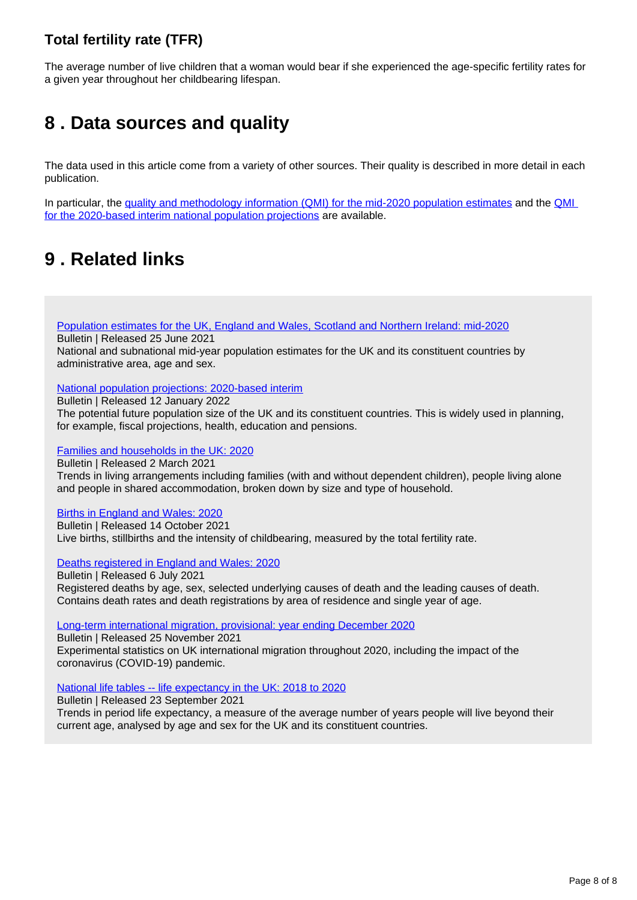### Total fertility rate (TFR)

The average number of live children that a woman would bear if she experienced the age-specific fertility rates for a given year throughout her childbearing lifespan.

## 8 . Data sources and quality

The data used in this article come from a variety of other sources. Their quality is described in more detail in each publication.

In particular, the quality and methodology information (QMI) for the mid-2020 population estimates and the QMI for the 2020-based interim national population projections are available.

## 9 . Related links

Population estimates for the UK, England and Wales, Scotland and Northern Ireland: mid-2020
Bulletin | Released 25 June 2021
National and subnational mid-year population estimates for the UK and its constituent countries by administrative area, age and sex.

National population projections: 2020-based interim
Bulletin | Released 12 January 2022
The potential future population size of the UK and its constituent countries. This is widely used in planning, for example, fiscal projections, health, education and pensions.

Families and households in the UK: 2020
Bulletin | Released 2 March 2021
Trends in living arrangements including families (with and without dependent children), people living alone and people in shared accommodation, broken down by size and type of household.

Births in England and Wales: 2020
Bulletin | Released 14 October 2021
Live births, stillbirths and the intensity of childbearing, measured by the total fertility rate.

Deaths registered in England and Wales: 2020
Bulletin | Released 6 July 2021
Registered deaths by age, sex, selected underlying causes of death and the leading causes of death. Contains death rates and death registrations by area of residence and single year of age.

Long-term international migration, provisional: year ending December 2020
Bulletin | Released 25 November 2021
Experimental statistics on UK international migration throughout 2020, including the impact of the coronavirus (COVID-19) pandemic.

National life tables -- life expectancy in the UK: 2018 to 2020
Bulletin | Released 23 September 2021
Trends in period life expectancy, a measure of the average number of years people will live beyond their current age, analysed by age and sex for the UK and its constituent countries.